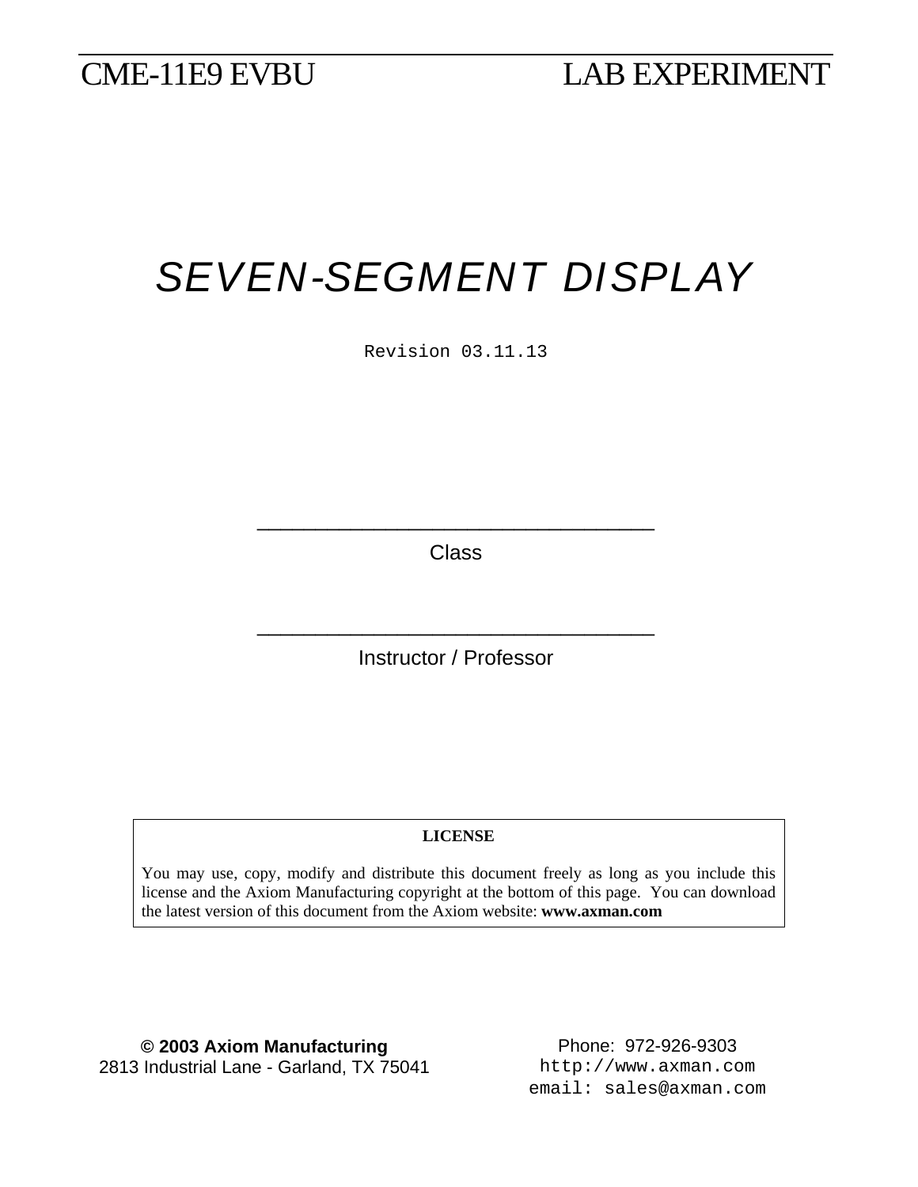CME-11E9 EVBU LAB EXPERIMENT

# SEVEN-SEGMENT DISPLAY

Revision 03.11.13

\_\_\_\_\_\_\_\_\_\_\_\_\_\_\_\_\_\_\_\_\_\_\_\_\_\_\_\_\_\_

Class

\_\_\_\_\_\_\_\_\_\_\_\_\_\_\_\_\_\_\_\_\_\_\_\_\_\_\_\_\_\_

Instructor / Professor

**LICENSE**

You may use, copy, modify and distribute this document freely as long as you include this license and the Axiom Manufacturing copyright at the bottom of this page. You can download the latest version of this document from the Axiom website: **www.axman.com**

**© 2003 Axiom Manufacturing**
2813 Industrial Lane - Garland, TX 75041

Phone: 972-926-9303
http://www.axman.com
email: sales@axman.com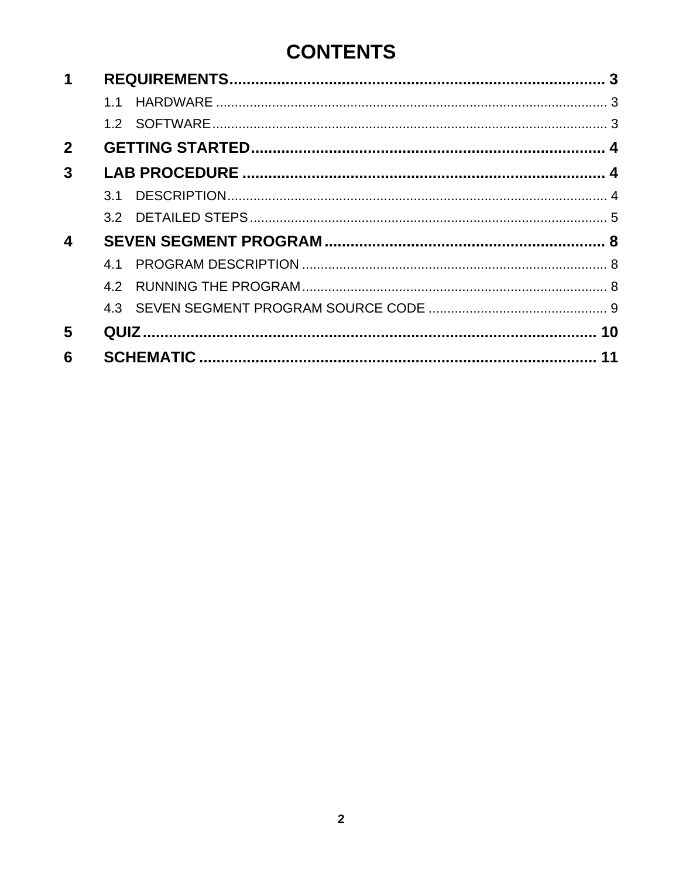# CONTENTS

1 REQUIREMENTS ..... 3
- 1.1 HARDWARE ..... 3
- 1.2 SOFTWARE ..... 3

2 GETTING STARTED ..... 4

3 LAB PROCEDURE ..... 4
- 3.1 DESCRIPTION ..... 4
- 3.2 DETAILED STEPS ..... 5

4 SEVEN SEGMENT PROGRAM ..... 8
- 4.1 PROGRAM DESCRIPTION ..... 8
- 4.2 RUNNING THE PROGRAM ..... 8
- 4.3 SEVEN SEGMENT PROGRAM SOURCE CODE ..... 9

5 QUIZ ..... 10

6 SCHEMATIC ..... 11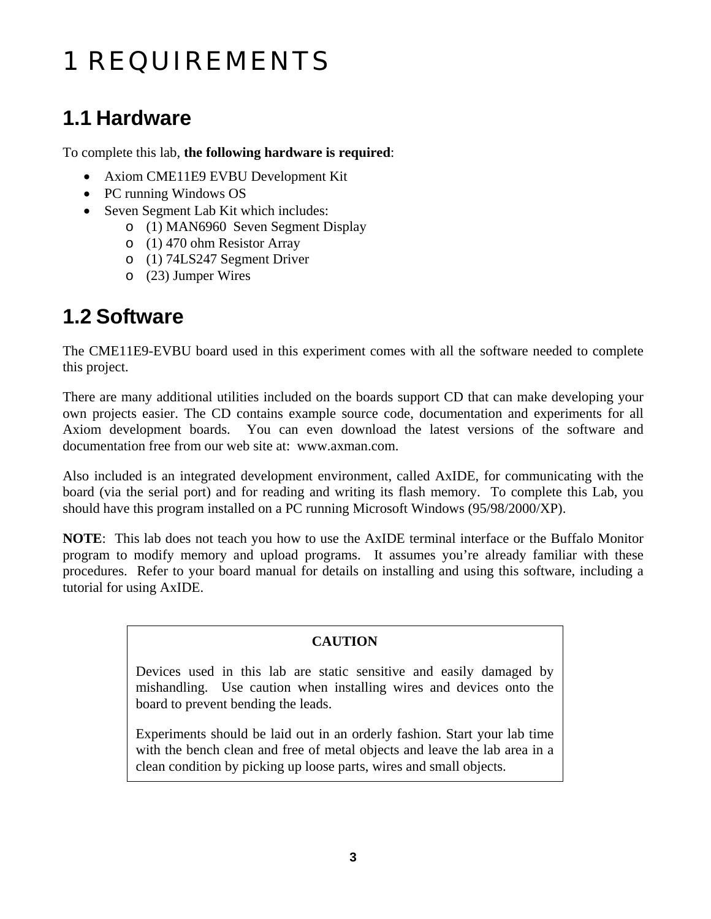# 1 REQUIREMENTS

## 1.1 Hardware

To complete this lab, **the following hardware is required**:

- Axiom CME11E9 EVBU Development Kit
- PC running Windows OS
- Seven Segment Lab Kit which includes:
  - (1) MAN6960 Seven Segment Display
  - (1) 470 ohm Resistor Array
  - (1) 74LS247 Segment Driver
  - (23) Jumper Wires

## 1.2 Software

The CME11E9-EVBU board used in this experiment comes with all the software needed to complete this project.

There are many additional utilities included on the boards support CD that can make developing your own projects easier. The CD contains example source code, documentation and experiments for all Axiom development boards. You can even download the latest versions of the software and documentation free from our web site at: www.axman.com.

Also included is an integrated development environment, called AxIDE, for communicating with the board (via the serial port) and for reading and writing its flash memory. To complete this Lab, you should have this program installed on a PC running Microsoft Windows (95/98/2000/XP).

**NOTE**: This lab does not teach you how to use the AxIDE terminal interface or the Buffalo Monitor program to modify memory and upload programs. It assumes you're already familiar with these procedures. Refer to your board manual for details on installing and using this software, including a tutorial for using AxIDE.

> **CAUTION**
>
> Devices used in this lab are static sensitive and easily damaged by mishandling. Use caution when installing wires and devices onto the board to prevent bending the leads.
>
> Experiments should be laid out in an orderly fashion. Start your lab time with the bench clean and free of metal objects and leave the lab area in a clean condition by picking up loose parts, wires and small objects.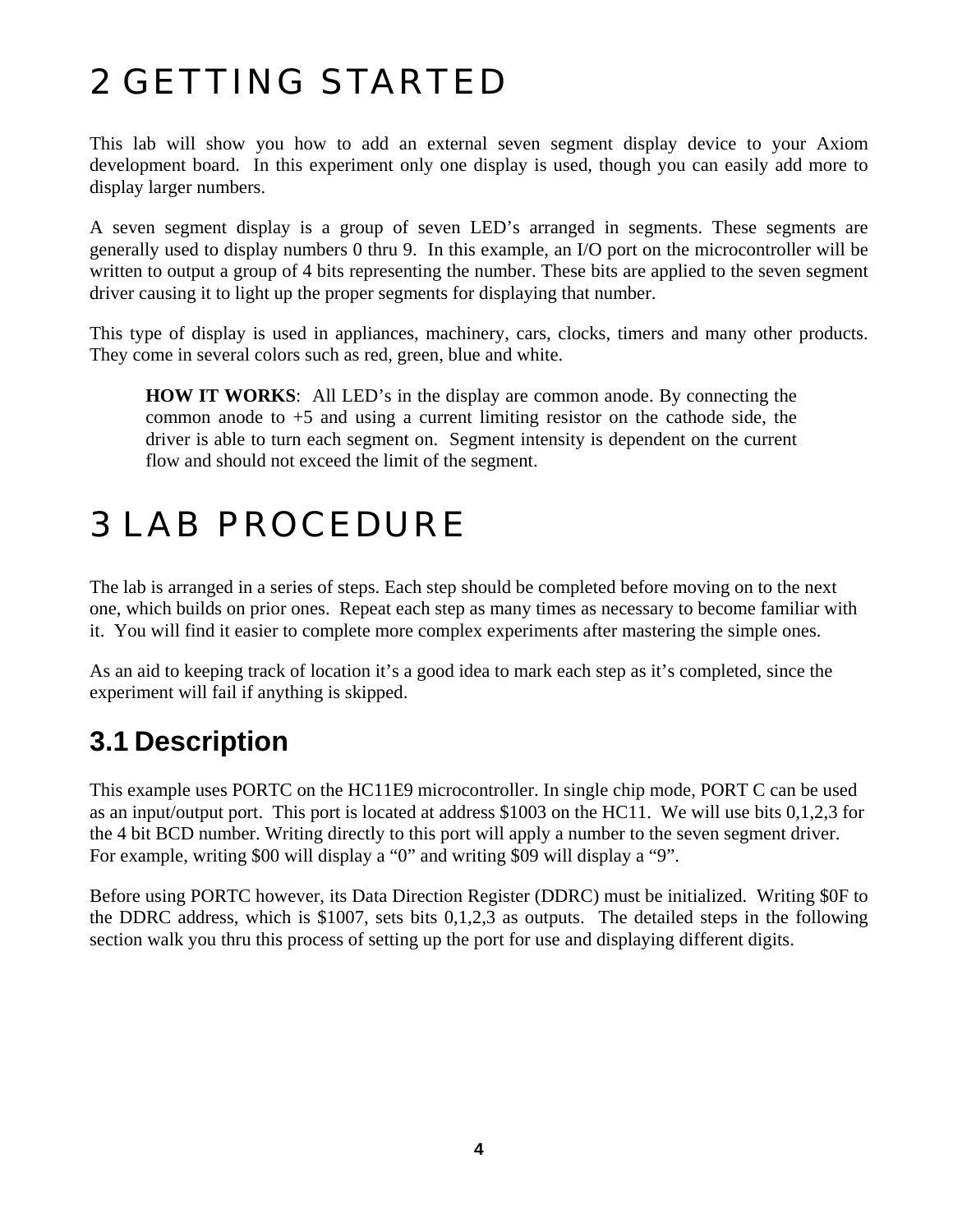# 2 GETTING STARTED

This lab will show you how to add an external seven segment display device to your Axiom development board. In this experiment only one display is used, though you can easily add more to display larger numbers.

A seven segment display is a group of seven LED's arranged in segments. These segments are generally used to display numbers 0 thru 9. In this example, an I/O port on the microcontroller will be written to output a group of 4 bits representing the number. These bits are applied to the seven segment driver causing it to light up the proper segments for displaying that number.

This type of display is used in appliances, machinery, cars, clocks, timers and many other products. They come in several colors such as red, green, blue and white.

> **HOW IT WORKS**: All LED's in the display are common anode. By connecting the common anode to +5 and using a current limiting resistor on the cathode side, the driver is able to turn each segment on. Segment intensity is dependent on the current flow and should not exceed the limit of the segment.

# 3 LAB PROCEDURE

The lab is arranged in a series of steps. Each step should be completed before moving on to the next one, which builds on prior ones. Repeat each step as many times as necessary to become familiar with it. You will find it easier to complete more complex experiments after mastering the simple ones.

As an aid to keeping track of location it's a good idea to mark each step as it's completed, since the experiment will fail if anything is skipped.

## 3.1 Description

This example uses PORTC on the HC11E9 microcontroller. In single chip mode, PORT C can be used as an input/output port. This port is located at address $1003 on the HC11. We will use bits 0,1,2,3 for the 4 bit BCD number. Writing directly to this port will apply a number to the seven segment driver. For example, writing $00 will display a "0" and writing $09 will display a "9".

Before using PORTC however, its Data Direction Register (DDRC) must be initialized. Writing $0F to the DDRC address, which is $1007, sets bits 0,1,2,3 as outputs. The detailed steps in the following section walk you thru this process of setting up the port for use and displaying different digits.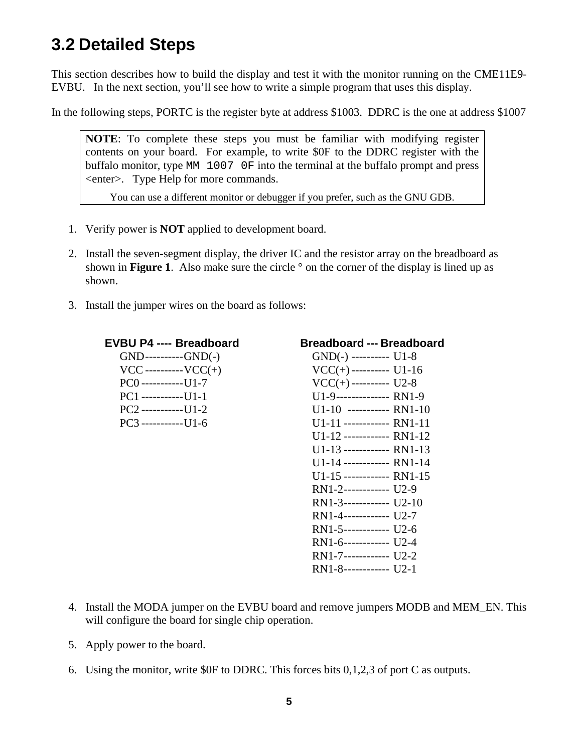## 3.2 Detailed Steps

This section describes how to build the display and test it with the monitor running on the CME11E9-EVBU. In the next section, you'll see how to write a simple program that uses this display.

In the following steps, PORTC is the register byte at address $1003. DDRC is the one at address $1007

> **NOTE**: To complete these steps you must be familiar with modifying register contents on your board. For example, to write $0F to the DDRC register with the buffalo monitor, type `MM 1007 0F` into the terminal at the buffalo prompt and press <enter>. Type Help for more commands.
>
> You can use a different monitor or debugger if you prefer, such as the GNU GDB.

1. Verify power is **NOT** applied to development board.

2. Install the seven-segment display, the driver IC and the resistor array on the breadboard as shown in **Figure 1**. Also make sure the circle ° on the corner of the display is lined up as shown.

3. Install the jumper wires on the board as follows:

| EVBU P4 ---- Breadboard | Breadboard --- Breadboard |
| --- | --- |
| GND----------GND(-) | GND(-) ---------- U1-8 |
| VCC ----------VCC(+) | VCC(+)---------- U1-16 |
| PC0 -----------U1-7 | VCC(+)---------- U2-8 |
| PC1 -----------U1-1 | U1-9-------------- RN1-9 |
| PC2 -----------U1-2 | U1-10 ----------- RN1-10 |
| PC3 -----------U1-6 | U1-11 ------------ RN1-11 |
| | U1-12 ------------ RN1-12 |
| | U1-13 ------------ RN1-13 |
| | U1-14 ------------ RN1-14 |
| | U1-15 ------------ RN1-15 |
| | RN1-2------------ U2-9 |
| | RN1-3------------ U2-10 |
| | RN1-4------------ U2-7 |
| | RN1-5------------ U2-6 |
| | RN1-6------------ U2-4 |
| | RN1-7------------ U2-2 |
| | RN1-8------------ U2-1 |

4. Install the MODA jumper on the EVBU board and remove jumpers MODB and MEM_EN. This will configure the board for single chip operation.

5. Apply power to the board.

6. Using the monitor, write $0F to DDRC. This forces bits 0,1,2,3 of port C as outputs.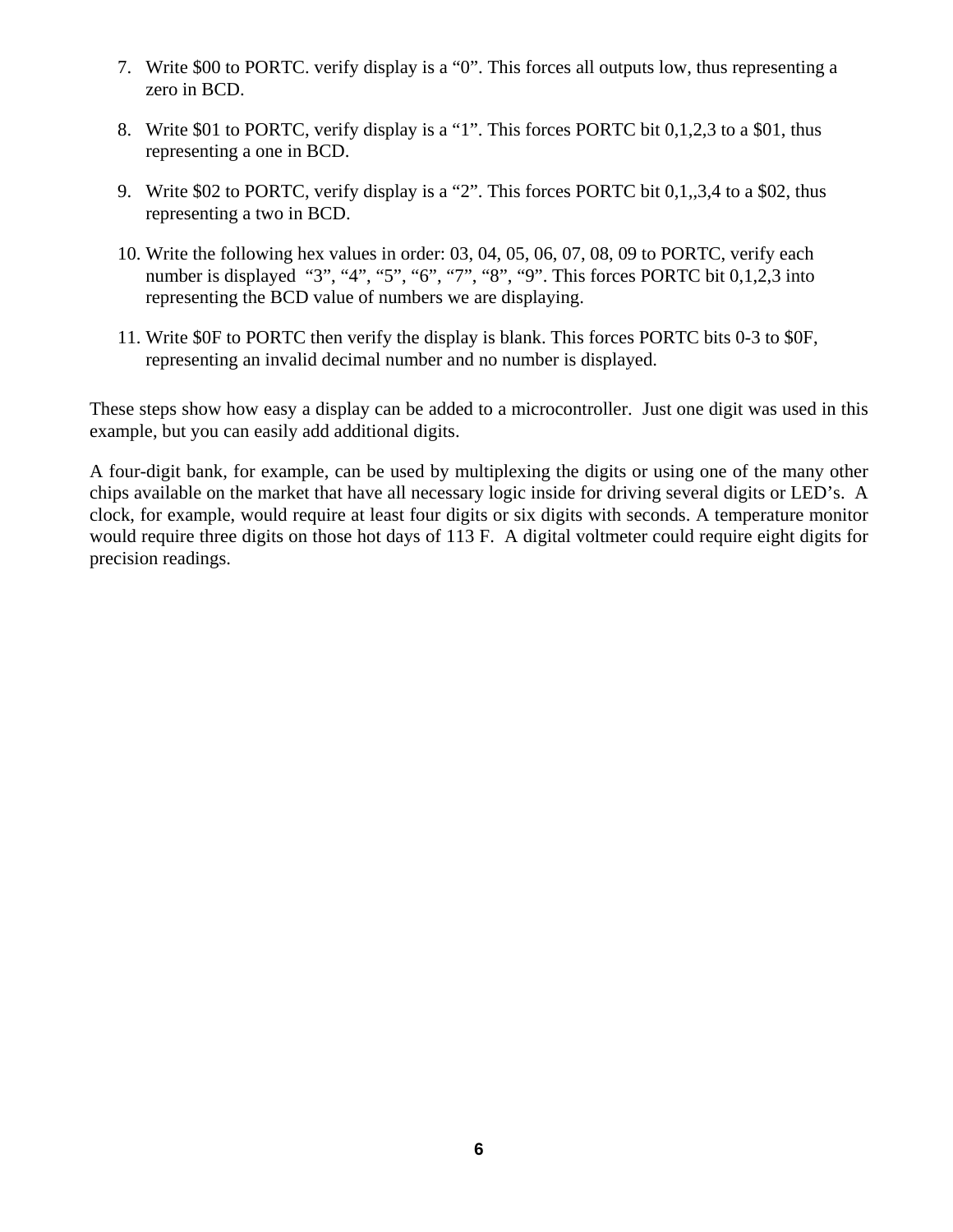7. Write $00 to PORTC. verify display is a “0”. This forces all outputs low, thus representing a zero in BCD.

8. Write $01 to PORTC, verify display is a “1”. This forces PORTC bit 0,1,2,3 to a $01, thus representing a one in BCD.

9. Write $02 to PORTC, verify display is a “2”. This forces PORTC bit 0,1,,3,4 to a $02, thus representing a two in BCD.

10. Write the following hex values in order: 03, 04, 05, 06, 07, 08, 09 to PORTC, verify each number is displayed “3”, “4”, “5”, “6”, “7”, “8”, “9”. This forces PORTC bit 0,1,2,3 into representing the BCD value of numbers we are displaying.

11. Write $0F to PORTC then verify the display is blank. This forces PORTC bits 0-3 to $0F, representing an invalid decimal number and no number is displayed.

These steps show how easy a display can be added to a microcontroller. Just one digit was used in this example, but you can easily add additional digits.

A four-digit bank, for example, can be used by multiplexing the digits or using one of the many other chips available on the market that have all necessary logic inside for driving several digits or LED’s. A clock, for example, would require at least four digits or six digits with seconds. A temperature monitor would require three digits on those hot days of 113 F. A digital voltmeter could require eight digits for precision readings.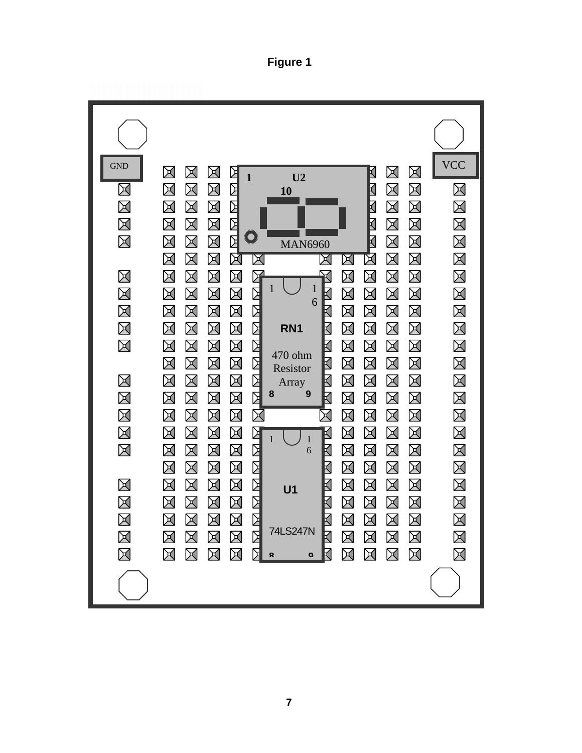**Figure 1**

GND

VCC

U2

1

10

MAN6960

RN1

1

16

470 ohm Resistor Array

8

9

U1

1

16

74LS247N

8

9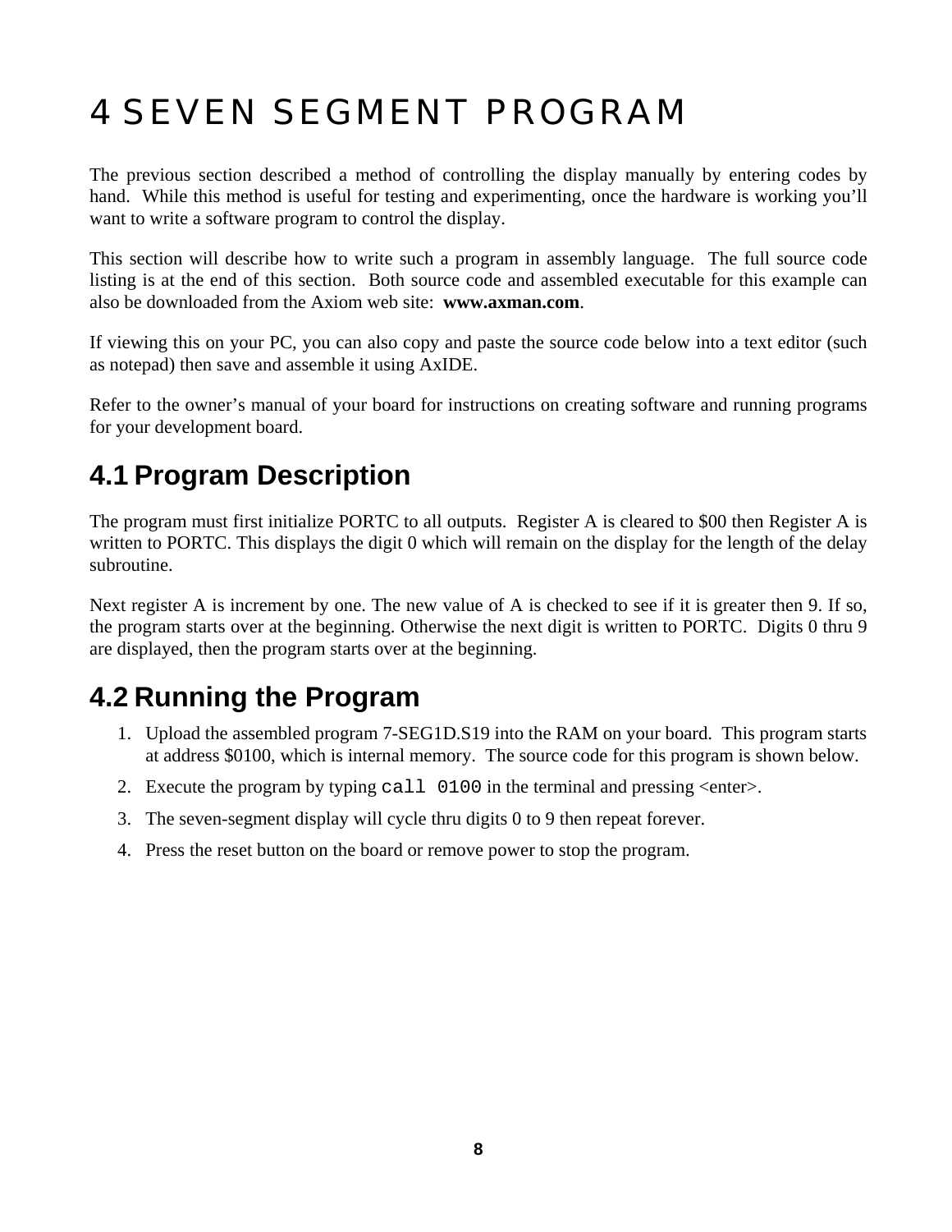# 4 SEVEN SEGMENT PROGRAM

The previous section described a method of controlling the display manually by entering codes by hand. While this method is useful for testing and experimenting, once the hardware is working you'll want to write a software program to control the display.

This section will describe how to write such a program in assembly language. The full source code listing is at the end of this section. Both source code and assembled executable for this example can also be downloaded from the Axiom web site: **www.axman.com**.

If viewing this on your PC, you can also copy and paste the source code below into a text editor (such as notepad) then save and assemble it using AxIDE.

Refer to the owner's manual of your board for instructions on creating software and running programs for your development board.

## 4.1 Program Description

The program must first initialize PORTC to all outputs. Register A is cleared to $00 then Register A is written to PORTC. This displays the digit 0 which will remain on the display for the length of the delay subroutine.

Next register A is increment by one. The new value of A is checked to see if it is greater then 9. If so, the program starts over at the beginning. Otherwise the next digit is written to PORTC. Digits 0 thru 9 are displayed, then the program starts over at the beginning.

## 4.2 Running the Program

1. Upload the assembled program 7-SEG1D.S19 into the RAM on your board. This program starts at address $0100, which is internal memory. The source code for this program is shown below.
2. Execute the program by typing `call 0100` in the terminal and pressing <enter>.
3. The seven-segment display will cycle thru digits 0 to 9 then repeat forever.
4. Press the reset button on the board or remove power to stop the program.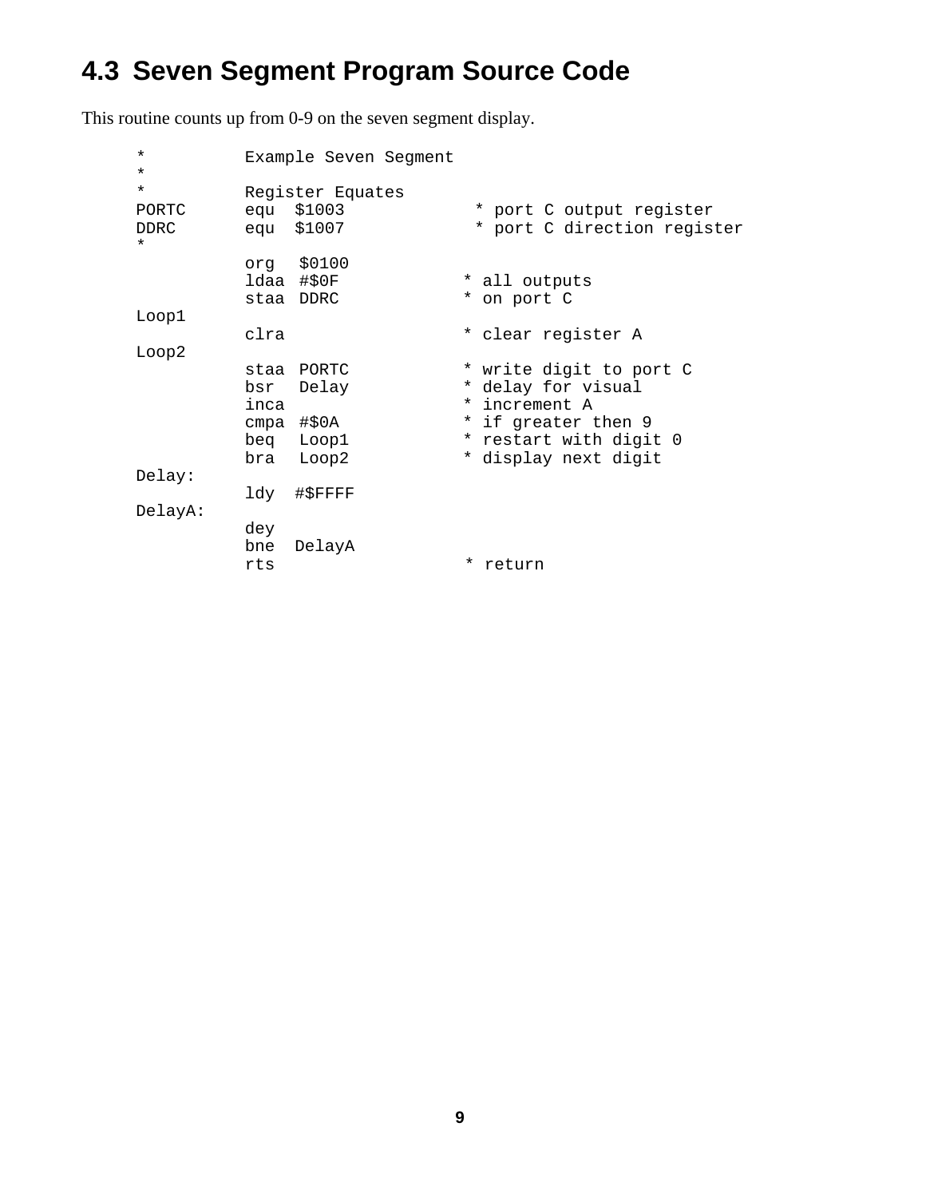## 4.3 Seven Segment Program Source Code

This routine counts up from 0-9 on the seven segment display.

```
*          Example Seven Segment
*
*          Register Equates
PORTC      equ  $1003            * port C output register
DDRC       equ  $1007            * port C direction register
*
           org   $0100
           ldaa  #$0F           * all outputs
           staa  DDRC           * on port C
Loop1
           clra                 * clear register A
Loop2
           staa  PORTC          * write digit to port C
           bsr   Delay          * delay for visual
           inca                 * increment A
           cmpa  #$0A           * if greater then 9
           beq   Loop1          * restart with digit 0
           bra   Loop2          * display next digit
Delay:
           ldy  #$FFFF
DelayA:
           dey
           bne  DelayA
           rts                  * return
```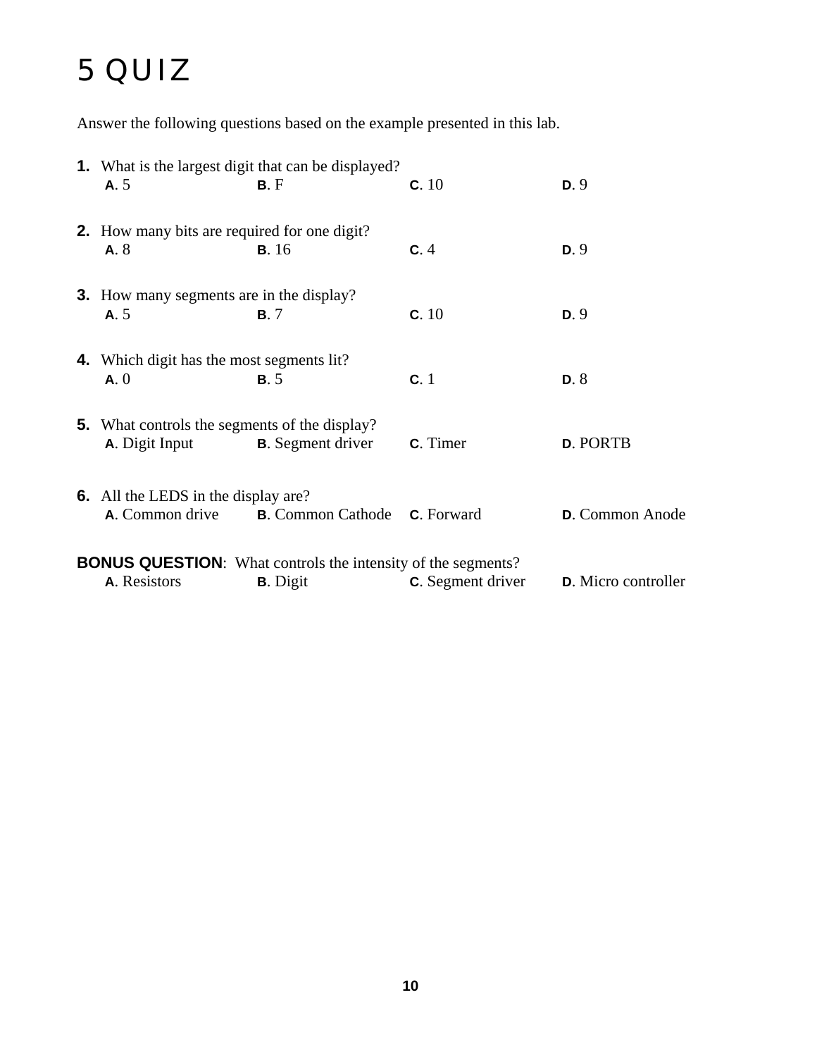# 5 QUIZ

Answer the following questions based on the example presented in this lab.

**1.** What is the largest digit that can be displayed?
**A**. 5 **B**. F **C**. 10 **D**. 9

**2.** How many bits are required for one digit?
**A**. 8 **B**. 16 **C**. 4 **D**. 9

**3.** How many segments are in the display?
**A**. 5 **B**. 7 **C**. 10 **D**. 9

**4.** Which digit has the most segments lit?
**A**. 0 **B**. 5 **C**. 1 **D**. 8

**5.** What controls the segments of the display?
**A**. Digit Input **B**. Segment driver **C**. Timer **D**. PORTB

**6.** All the LEDS in the display are?
**A**. Common drive **B**. Common Cathode **C**. Forward **D**. Common Anode

**BONUS QUESTION**: What controls the intensity of the segments?
**A**. Resistors **B**. Digit **C**. Segment driver **D**. Micro controller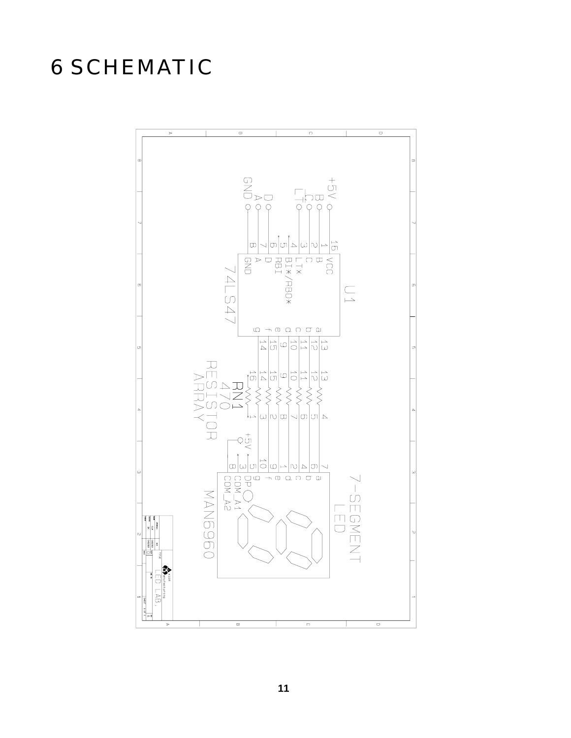# 6 SCHEMATIC

A
B
C
D

8
7
6
5
4
3
2
1

+5V
B
C
LT
D
A
GND

16
1
2
3
4
5
6
7
8

VCC
B
C
LT*
BI*/RBO*
RBI
D
A
GND

U1

74LS47

a
b
c
d
e
f
g

13
12
11
10
9
15
14

13
12
11
10
9
15
14
16

4
5
6
7
8
2
3
1

RN1
470
RESISTOR
ARRAY

+5V

7
6
4
2
1
9
10
5
3
8

a
b
c
d
e
f
g
DP
COM_A1
COM_A2

7-SEGMENT
LED

MAN6960

TITLE
LED LAB.